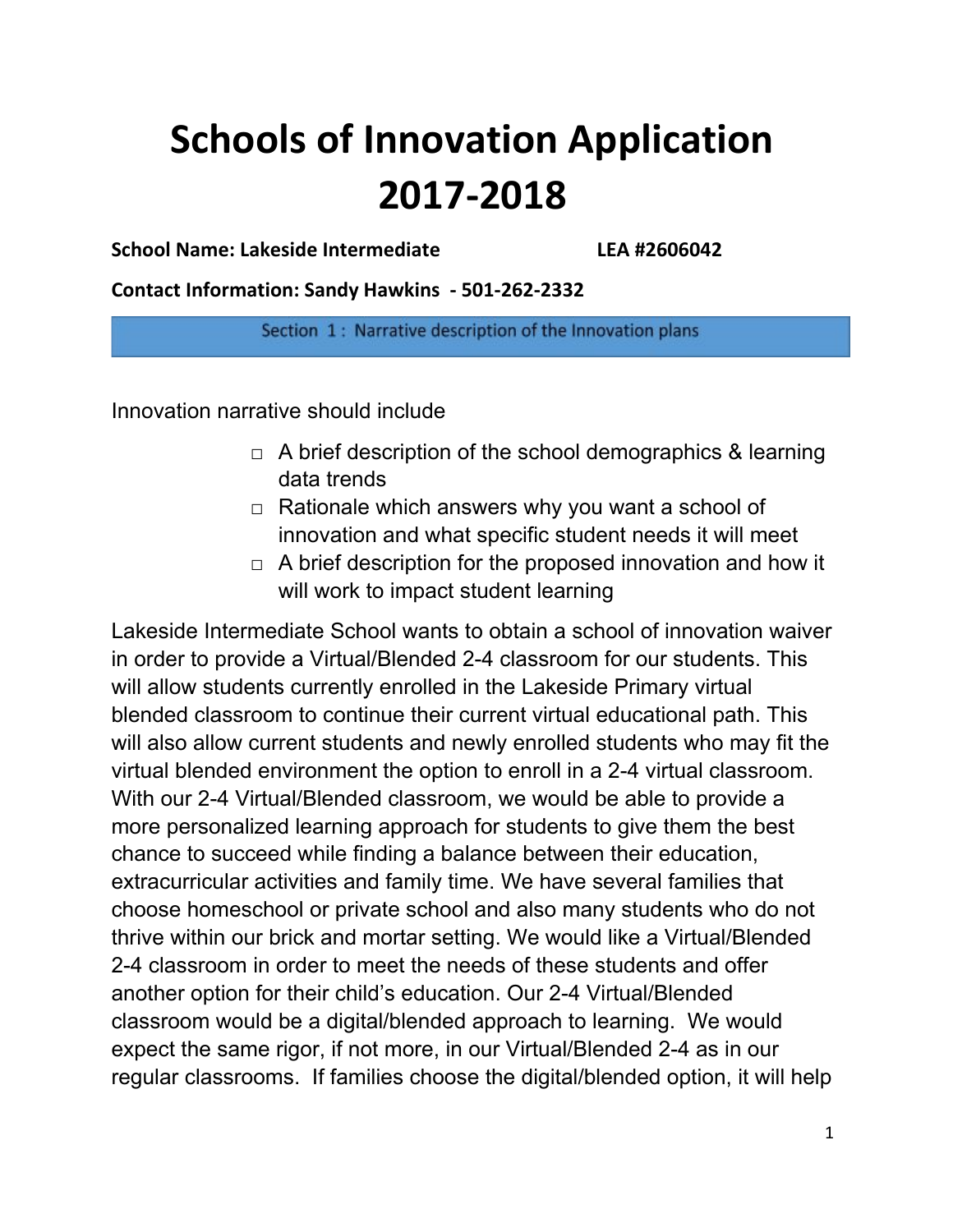# Schools of Innovation Application 2017-2018

**School Name: Lakeside Intermediate** **LEA #2606042**

**Contact Information: Sandy Hawkins - 501-262-2332**

## Section 1: Narrative description of the Innovation plans

Innovation narrative should include

- □ A brief description of the school demographics & learning data trends
- □ Rationale which answers why you want a school of innovation and what specific student needs it will meet
- □ A brief description for the proposed innovation and how it will work to impact student learning

Lakeside Intermediate School wants to obtain a school of innovation waiver in order to provide a Virtual/Blended 2-4 classroom for our students. This will allow students currently enrolled in the Lakeside Primary virtual blended classroom to continue their current virtual educational path. This will also allow current students and newly enrolled students who may fit the virtual blended environment the option to enroll in a 2-4 virtual classroom. With our 2-4 Virtual/Blended classroom, we would be able to provide a more personalized learning approach for students to give them the best chance to succeed while finding a balance between their education, extracurricular activities and family time. We have several families that choose homeschool or private school and also many students who do not thrive within our brick and mortar setting. We would like a Virtual/Blended 2-4 classroom in order to meet the needs of these students and offer another option for their child's education. Our 2-4 Virtual/Blended classroom would be a digital/blended approach to learning. We would expect the same rigor, if not more, in our Virtual/Blended 2-4 as in our regular classrooms. If families choose the digital/blended option, it will help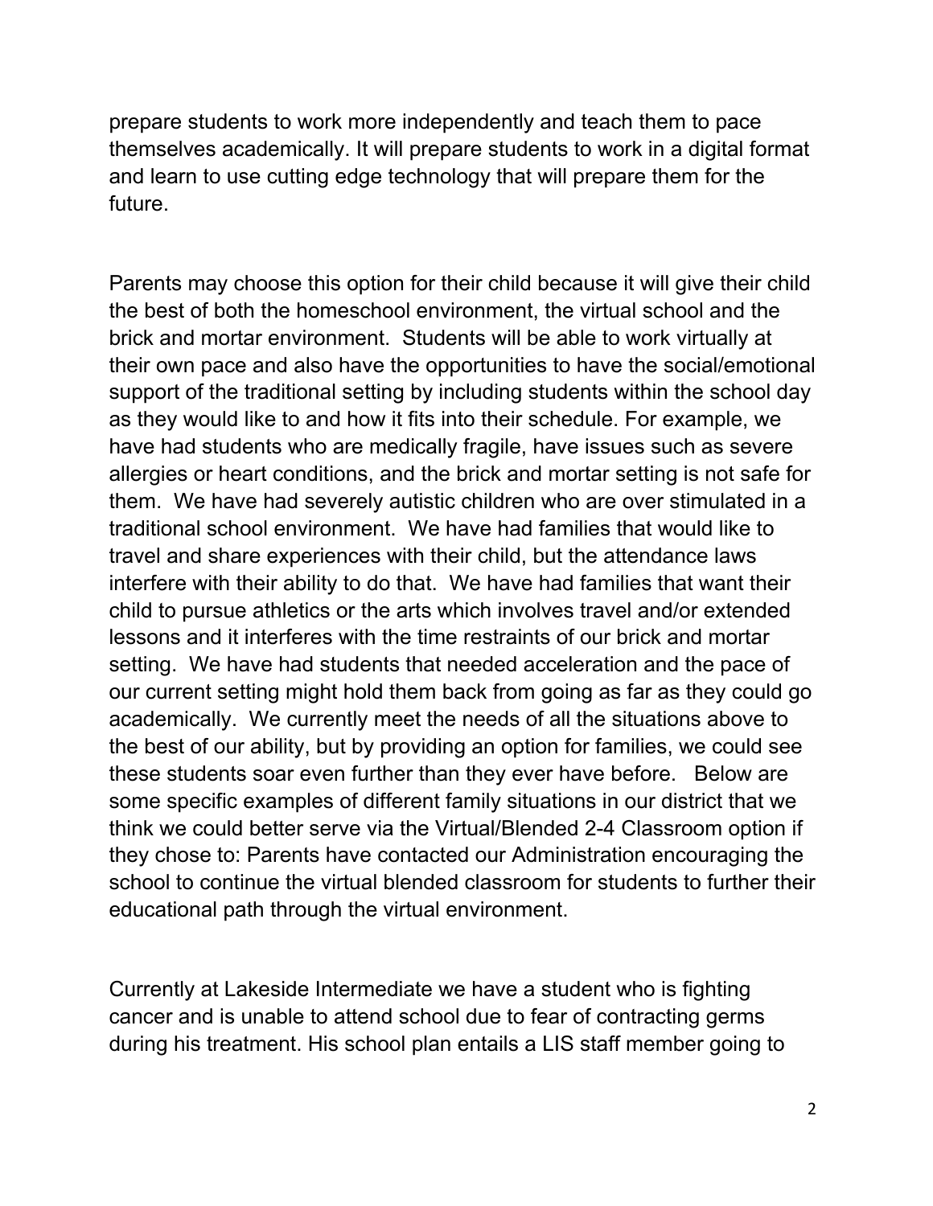prepare students to work more independently and teach them to pace themselves academically. It will prepare students to work in a digital format and learn to use cutting edge technology that will prepare them for the future.

Parents may choose this option for their child because it will give their child the best of both the homeschool environment, the virtual school and the brick and mortar environment. Students will be able to work virtually at their own pace and also have the opportunities to have the social/emotional support of the traditional setting by including students within the school day as they would like to and how it fits into their schedule. For example, we have had students who are medically fragile, have issues such as severe allergies or heart conditions, and the brick and mortar setting is not safe for them. We have had severely autistic children who are over stimulated in a traditional school environment. We have had families that would like to travel and share experiences with their child, but the attendance laws interfere with their ability to do that. We have had families that want their child to pursue athletics or the arts which involves travel and/or extended lessons and it interferes with the time restraints of our brick and mortar setting. We have had students that needed acceleration and the pace of our current setting might hold them back from going as far as they could go academically. We currently meet the needs of all the situations above to the best of our ability, but by providing an option for families, we could see these students soar even further than they ever have before. Below are some specific examples of different family situations in our district that we think we could better serve via the Virtual/Blended 2-4 Classroom option if they chose to: Parents have contacted our Administration encouraging the school to continue the virtual blended classroom for students to further their educational path through the virtual environment.

Currently at Lakeside Intermediate we have a student who is fighting cancer and is unable to attend school due to fear of contracting germs during his treatment. His school plan entails a LIS staff member going to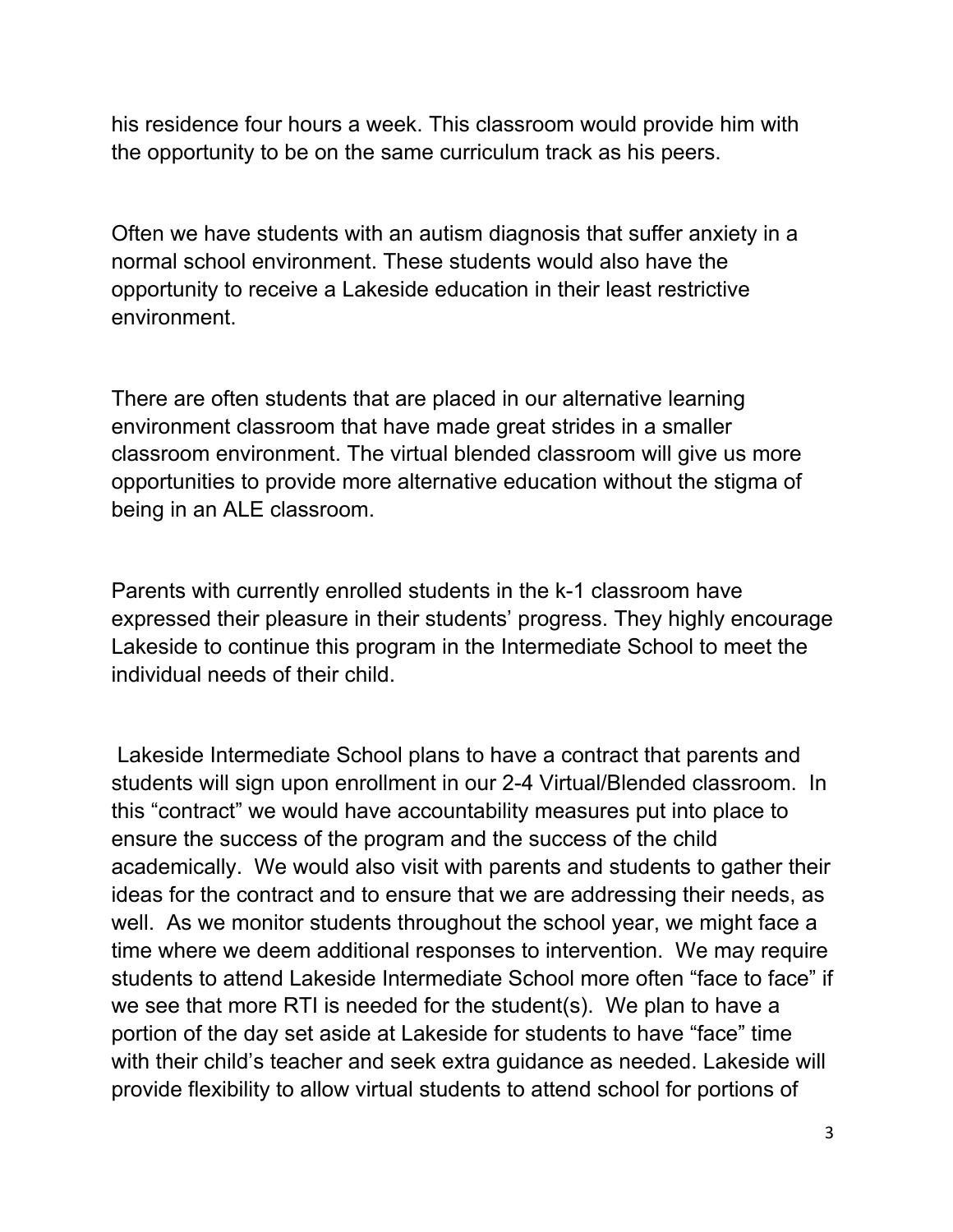his residence four hours a week. This classroom would provide him with the opportunity to be on the same curriculum track as his peers.

Often we have students with an autism diagnosis that suffer anxiety in a normal school environment. These students would also have the opportunity to receive a Lakeside education in their least restrictive environment.

There are often students that are placed in our alternative learning environment classroom that have made great strides in a smaller classroom environment. The virtual blended classroom will give us more opportunities to provide more alternative education without the stigma of being in an ALE classroom.

Parents with currently enrolled students in the k-1 classroom have expressed their pleasure in their students' progress. They highly encourage Lakeside to continue this program in the Intermediate School to meet the individual needs of their child.

Lakeside Intermediate School plans to have a contract that parents and students will sign upon enrollment in our 2-4 Virtual/Blended classroom. In this "contract" we would have accountability measures put into place to ensure the success of the program and the success of the child academically. We would also visit with parents and students to gather their ideas for the contract and to ensure that we are addressing their needs, as well. As we monitor students throughout the school year, we might face a time where we deem additional responses to intervention. We may require students to attend Lakeside Intermediate School more often "face to face" if we see that more RTI is needed for the student(s). We plan to have a portion of the day set aside at Lakeside for students to have "face" time with their child's teacher and seek extra guidance as needed. Lakeside will provide flexibility to allow virtual students to attend school for portions of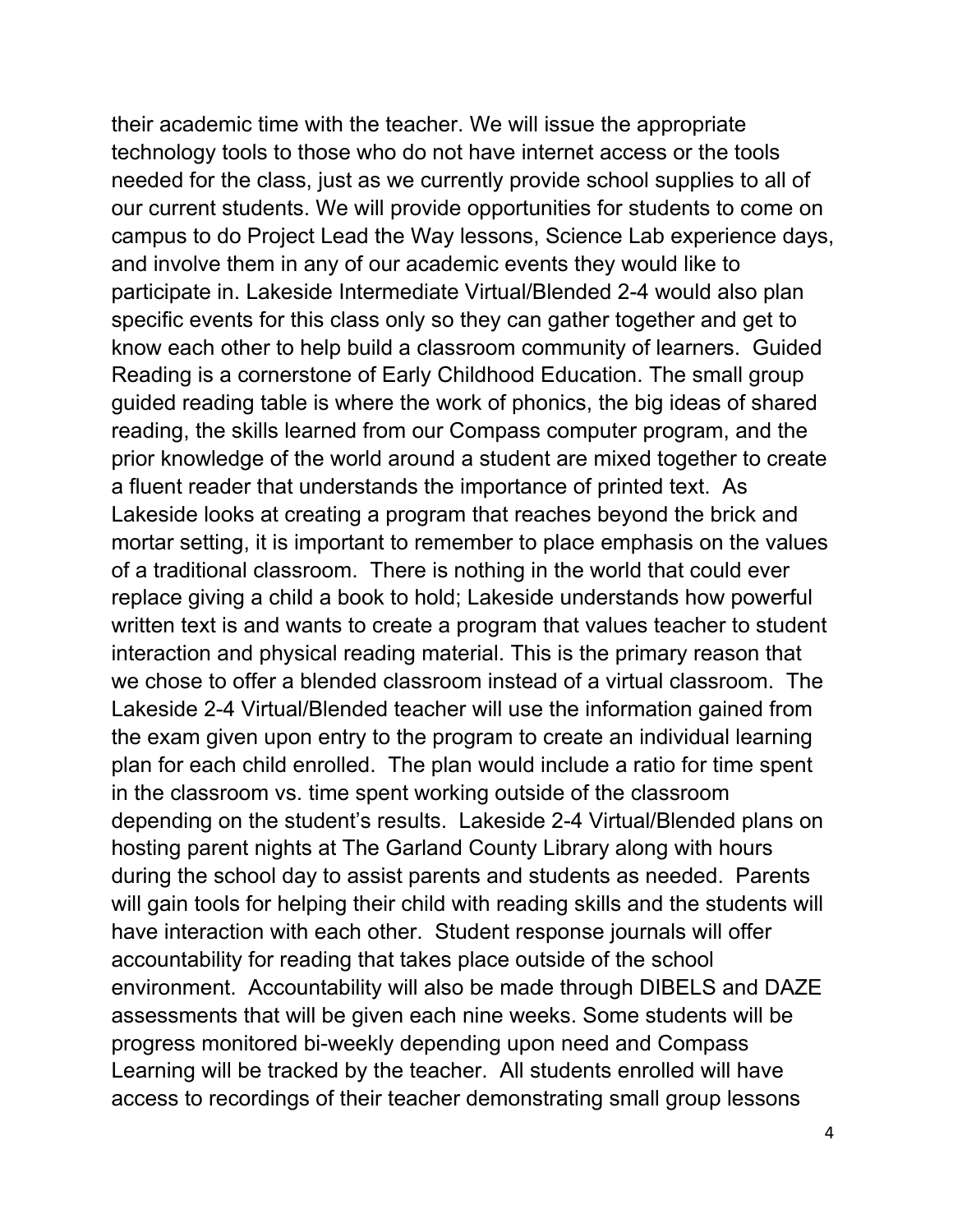their academic time with the teacher. We will issue the appropriate technology tools to those who do not have internet access or the tools needed for the class, just as we currently provide school supplies to all of our current students. We will provide opportunities for students to come on campus to do Project Lead the Way lessons, Science Lab experience days, and involve them in any of our academic events they would like to participate in. Lakeside Intermediate Virtual/Blended 2-4 would also plan specific events for this class only so they can gather together and get to know each other to help build a classroom community of learners. Guided Reading is a cornerstone of Early Childhood Education. The small group guided reading table is where the work of phonics, the big ideas of shared reading, the skills learned from our Compass computer program, and the prior knowledge of the world around a student are mixed together to create a fluent reader that understands the importance of printed text. As Lakeside looks at creating a program that reaches beyond the brick and mortar setting, it is important to remember to place emphasis on the values of a traditional classroom. There is nothing in the world that could ever replace giving a child a book to hold; Lakeside understands how powerful written text is and wants to create a program that values teacher to student interaction and physical reading material. This is the primary reason that we chose to offer a blended classroom instead of a virtual classroom. The Lakeside 2-4 Virtual/Blended teacher will use the information gained from the exam given upon entry to the program to create an individual learning plan for each child enrolled. The plan would include a ratio for time spent in the classroom vs. time spent working outside of the classroom depending on the student's results. Lakeside 2-4 Virtual/Blended plans on hosting parent nights at The Garland County Library along with hours during the school day to assist parents and students as needed. Parents will gain tools for helping their child with reading skills and the students will have interaction with each other. Student response journals will offer accountability for reading that takes place outside of the school environment. Accountability will also be made through DIBELS and DAZE assessments that will be given each nine weeks. Some students will be progress monitored bi-weekly depending upon need and Compass Learning will be tracked by the teacher. All students enrolled will have access to recordings of their teacher demonstrating small group lessons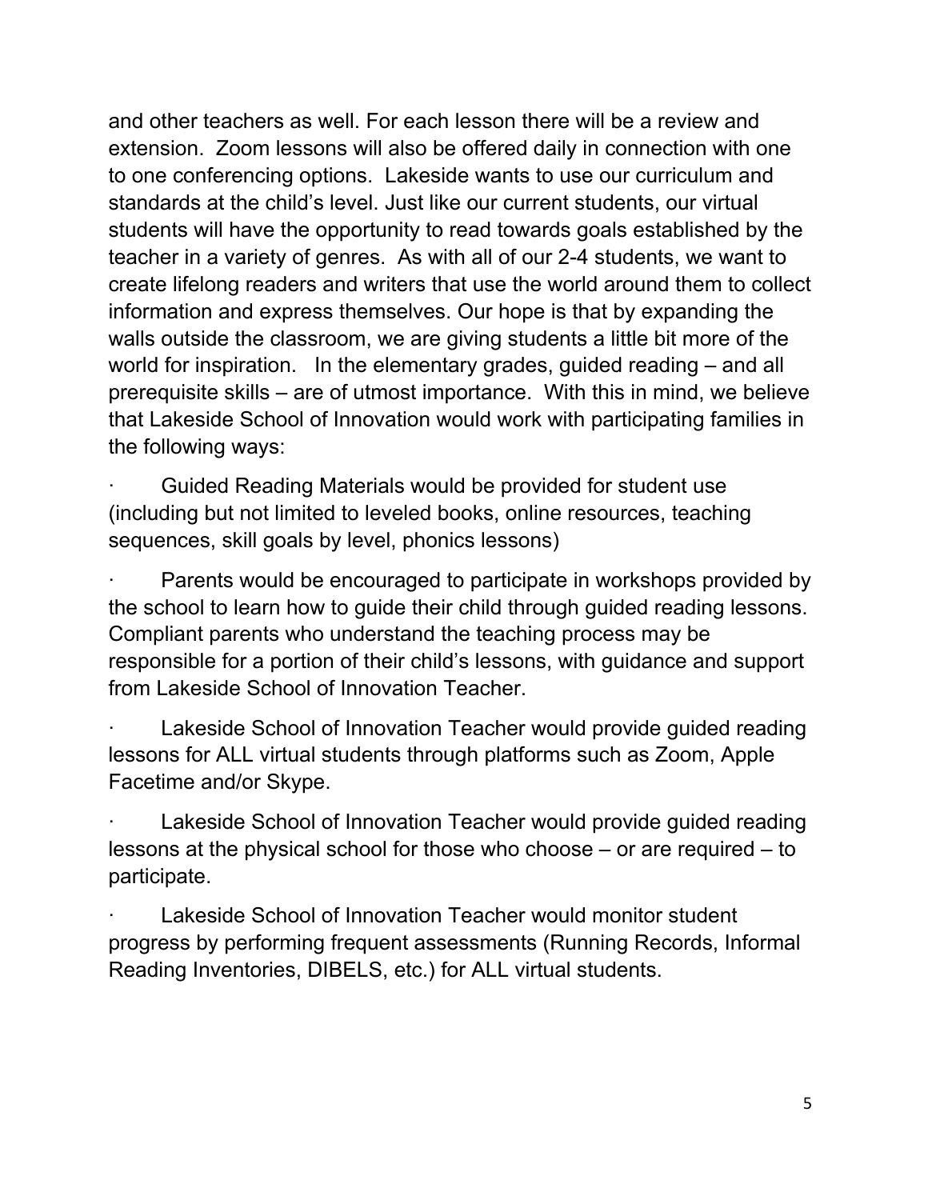and other teachers as well. For each lesson there will be a review and extension. Zoom lessons will also be offered daily in connection with one to one conferencing options. Lakeside wants to use our curriculum and standards at the child's level. Just like our current students, our virtual students will have the opportunity to read towards goals established by the teacher in a variety of genres. As with all of our 2-4 students, we want to create lifelong readers and writers that use the world around them to collect information and express themselves. Our hope is that by expanding the walls outside the classroom, we are giving students a little bit more of the world for inspiration. In the elementary grades, guided reading – and all prerequisite skills – are of utmost importance. With this in mind, we believe that Lakeside School of Innovation would work with participating families in the following ways:

- Guided Reading Materials would be provided for student use (including but not limited to leveled books, online resources, teaching sequences, skill goals by level, phonics lessons)
- Parents would be encouraged to participate in workshops provided by the school to learn how to guide their child through guided reading lessons. Compliant parents who understand the teaching process may be responsible for a portion of their child's lessons, with guidance and support from Lakeside School of Innovation Teacher.
- Lakeside School of Innovation Teacher would provide guided reading lessons for ALL virtual students through platforms such as Zoom, Apple Facetime and/or Skype.
- Lakeside School of Innovation Teacher would provide guided reading lessons at the physical school for those who choose – or are required – to participate.
- Lakeside School of Innovation Teacher would monitor student progress by performing frequent assessments (Running Records, Informal Reading Inventories, DIBELS, etc.) for ALL virtual students.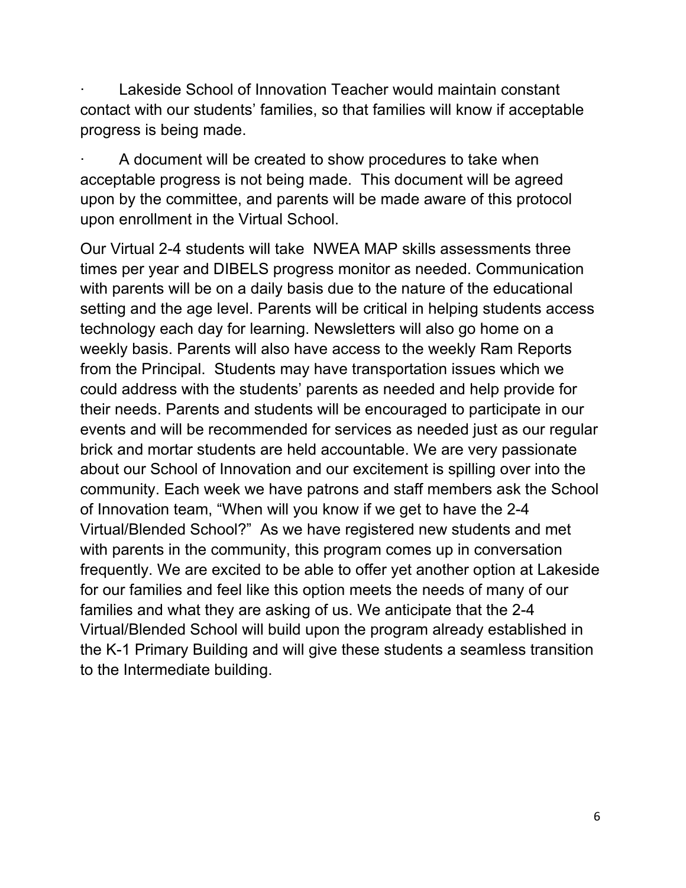- Lakeside School of Innovation Teacher would maintain constant contact with our students' families, so that families will know if acceptable progress is being made.

- A document will be created to show procedures to take when acceptable progress is not being made. This document will be agreed upon by the committee, and parents will be made aware of this protocol upon enrollment in the Virtual School.

Our Virtual 2-4 students will take NWEA MAP skills assessments three times per year and DIBELS progress monitor as needed. Communication with parents will be on a daily basis due to the nature of the educational setting and the age level. Parents will be critical in helping students access technology each day for learning. Newsletters will also go home on a weekly basis. Parents will also have access to the weekly Ram Reports from the Principal. Students may have transportation issues which we could address with the students' parents as needed and help provide for their needs. Parents and students will be encouraged to participate in our events and will be recommended for services as needed just as our regular brick and mortar students are held accountable. We are very passionate about our School of Innovation and our excitement is spilling over into the community. Each week we have patrons and staff members ask the School of Innovation team, "When will you know if we get to have the 2-4 Virtual/Blended School?" As we have registered new students and met with parents in the community, this program comes up in conversation frequently. We are excited to be able to offer yet another option at Lakeside for our families and feel like this option meets the needs of many of our families and what they are asking of us. We anticipate that the 2-4 Virtual/Blended School will build upon the program already established in the K-1 Primary Building and will give these students a seamless transition to the Intermediate building.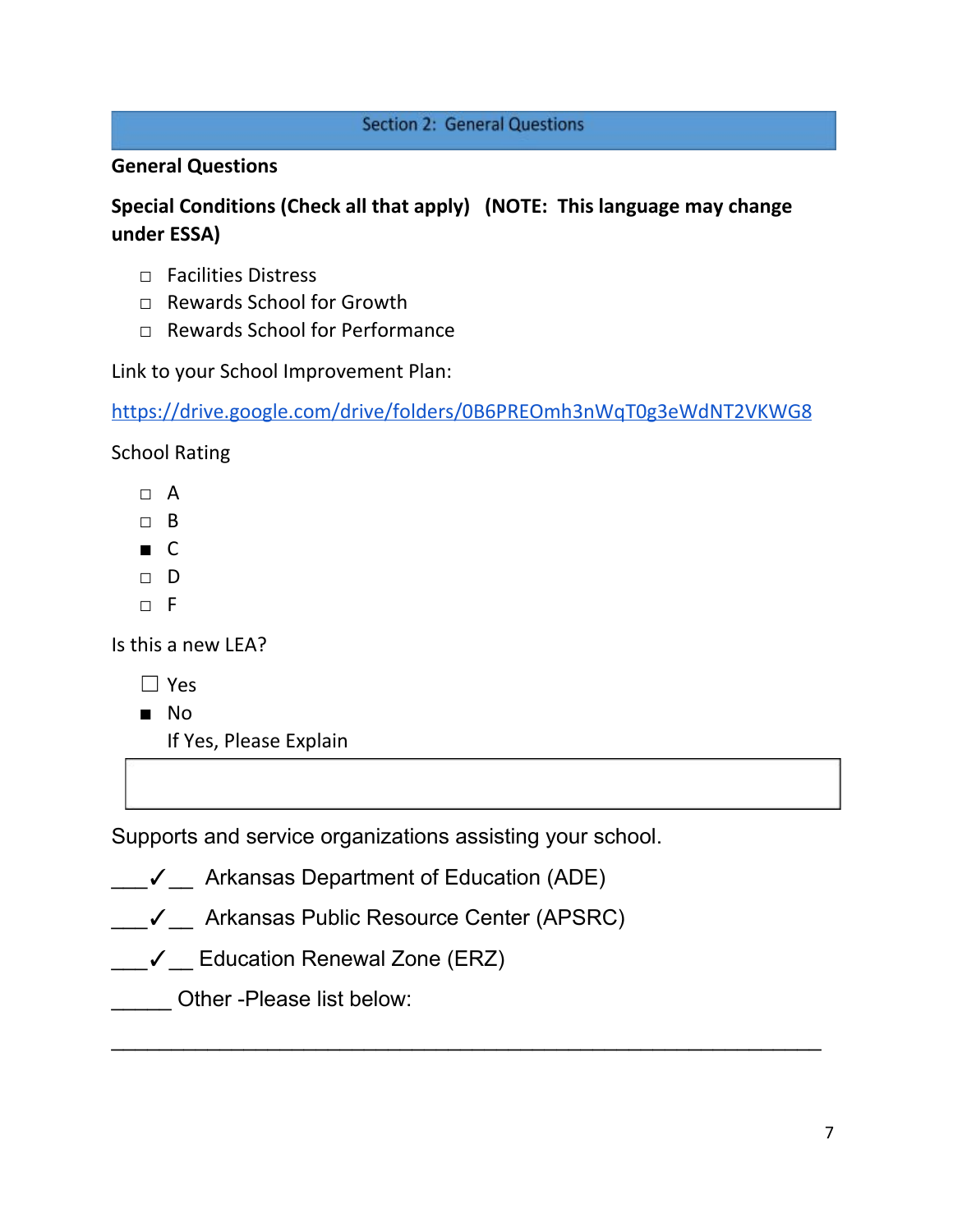## Section 2: General Questions

**General Questions**

**Special Conditions (Check all that apply) (NOTE: This language may change under ESSA)**

- ☐ Facilities Distress
- ☐ Rewards School for Growth
- ☐ Rewards School for Performance

Link to your School Improvement Plan:

[https://drive.google.com/drive/folders/0B6PREOmh3nWqT0g3eWdNT2VKWG8](https://drive.google.com/drive/folders/0B6PREOmh3nWqT0g3eWdNT2VKWG8)

School Rating

- ☐ A
- ☐ B
- ■ C
- ☐ D
- ☐ F

Is this a new LEA?

- ☐ Yes
- ■ No

If Yes, Please Explain

| |
|---|
| |

Supports and service organizations assisting your school.

___✓__ Arkansas Department of Education (ADE)

___✓__ Arkansas Public Resource Center (APSRC)

___✓__ Education Renewal Zone (ERZ)

______ Other -Please list below:

_______________________________________________________________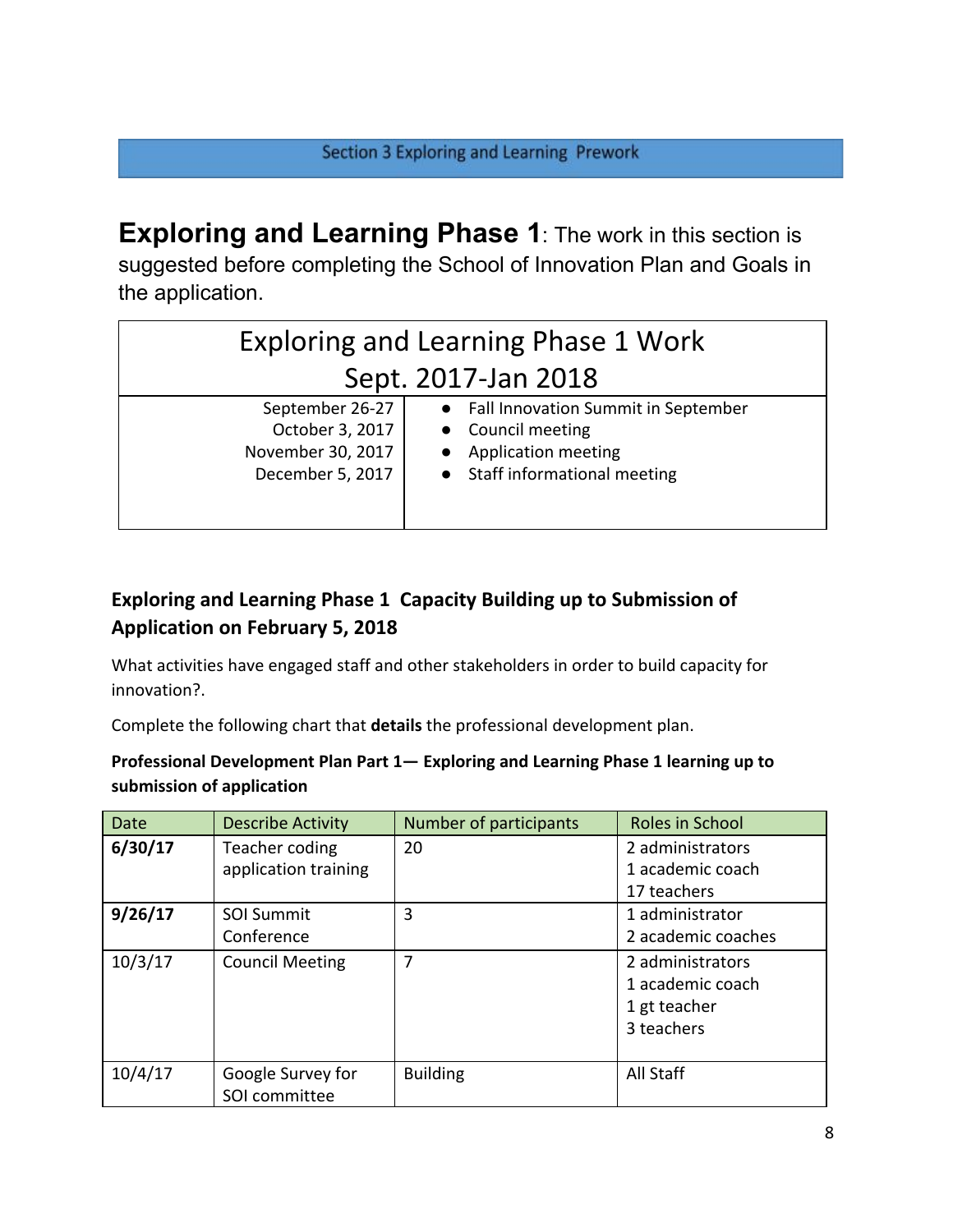Section 3 Exploring and Learning Prework

**Exploring and Learning Phase 1**: The work in this section is suggested before completing the School of Innovation Plan and Goals in the application.

| Exploring and Learning Phase 1 Work<br>Sept. 2017-Jan 2018 | |
|---|---|
| September 26-27<br>October 3, 2017<br>November 30, 2017<br>December 5, 2017 | • Fall Innovation Summit in September<br>• Council meeting<br>• Application meeting<br>• Staff informational meeting |

### Exploring and Learning Phase 1 Capacity Building up to Submission of Application on February 5, 2018

What activities have engaged staff and other stakeholders in order to build capacity for innovation?.

Complete the following chart that **details** the professional development plan.

**Professional Development Plan Part 1— Exploring and Learning Phase 1 learning up to submission of application**

| Date | Describe Activity | Number of participants | Roles in School |
|---|---|---|---|
| **6/30/17** | Teacher coding application training | 20 | 2 administrators<br>1 academic coach<br>17 teachers |
| **9/26/17** | SOI Summit Conference | 3 | 1 administrator<br>2 academic coaches |
| 10/3/17 | Council Meeting | 7 | 2 administrators<br>1 academic coach<br>1 gt teacher<br>3 teachers |
| 10/4/17 | Google Survey for SOI committee | Building | All Staff |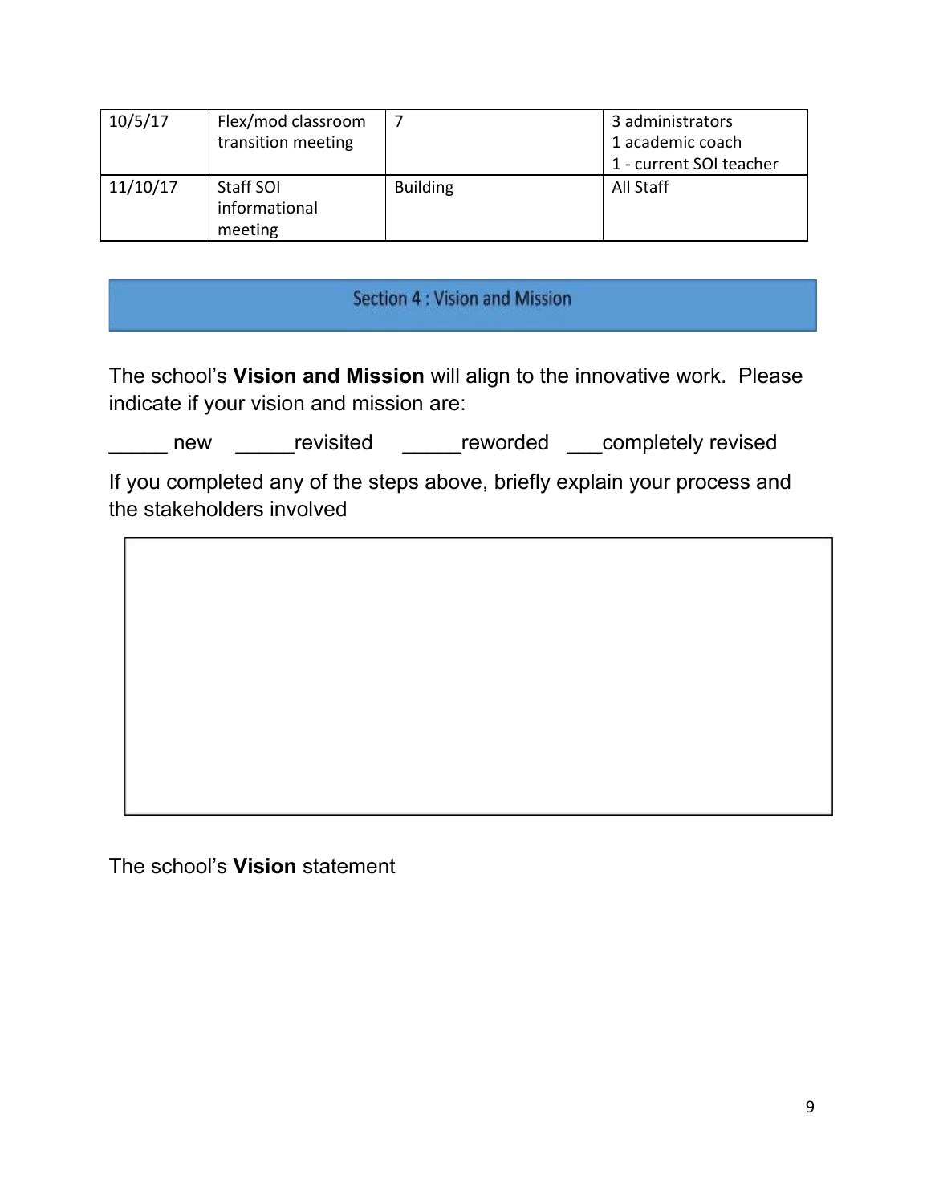| 10/5/17 | Flex/mod classroom transition meeting | 7 | 3 administrators<br>1 academic coach<br>1 - current SOI teacher |
|---|---|---|---|
| 11/10/17 | Staff SOI informational meeting | Building | All Staff |

## Section 4 : Vision and Mission

The school's **Vision and Mission** will align to the innovative work. Please indicate if your vision and mission are:

_____ new _____revisited _____reworded ___completely revised

If you completed any of the steps above, briefly explain your process and the stakeholders involved

The school's **Vision** statement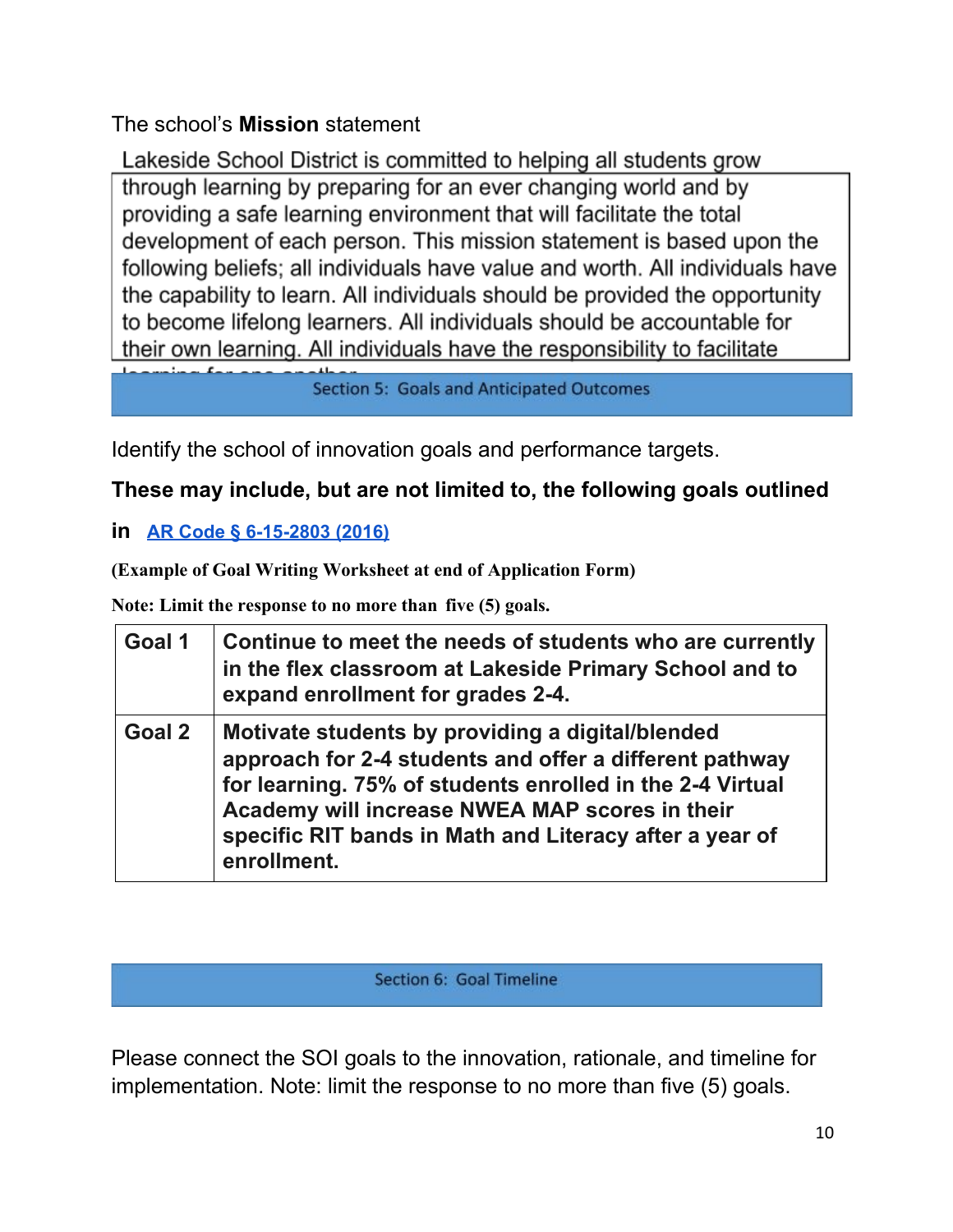The school's **Mission** statement

Lakeside School District is committed to helping all students grow through learning by preparing for an ever changing world and by providing a safe learning environment that will facilitate the total development of each person. This mission statement is based upon the following beliefs; all individuals have value and worth. All individuals have the capability to learn. All individuals should be provided the opportunity to become lifelong learners. All individuals should be accountable for their own learning. All individuals have the responsibility to facilitate learning for one another.

## Section 5: Goals and Anticipated Outcomes

Identify the school of innovation goals and performance targets.

**These may include, but are not limited to, the following goals outlined in [AR Code § 6-15-2803 (2016)]**

**(Example of Goal Writing Worksheet at end of Application Form)**

**Note: Limit the response to no more than five (5) goals.**

| | |
|---|---|
| **Goal 1** | **Continue to meet the needs of students who are currently in the flex classroom at Lakeside Primary School and to expand enrollment for grades 2-4.** |
| **Goal 2** | **Motivate students by providing a digital/blended approach for 2-4 students and offer a different pathway for learning. 75% of students enrolled in the 2-4 Virtual Academy will increase NWEA MAP scores in their specific RIT bands in Math and Literacy after a year of enrollment.** |

## Section 6: Goal Timeline

Please connect the SOI goals to the innovation, rationale, and timeline for implementation. Note: limit the response to no more than five (5) goals.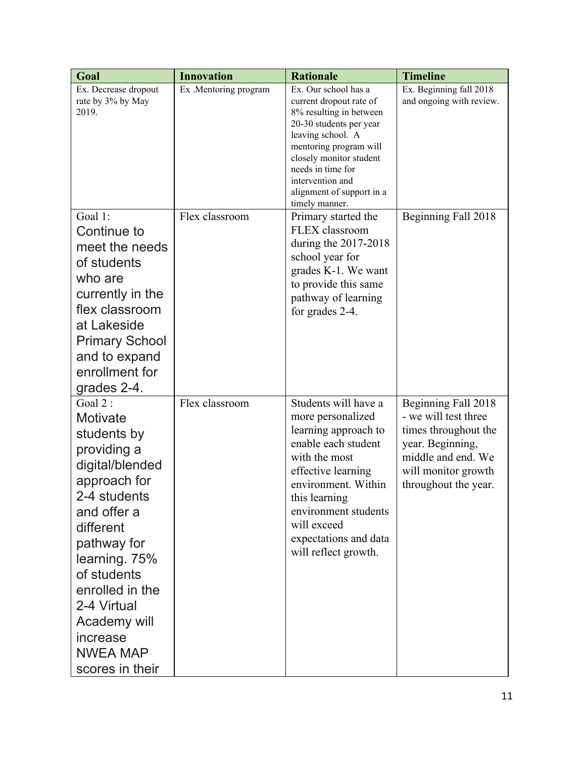| Goal | Innovation | Rationale | Timeline |
|---|---|---|---|
| Ex. Decrease dropout rate by 3% by May 2019. | Ex .Mentoring program | Ex. Our school has a current dropout rate of 8% resulting in between 20-30 students per year leaving school. A mentoring program will closely monitor student needs in time for intervention and alignment of support in a timely manner. | Ex. Beginning fall 2018 and ongoing with review. |
| Goal 1: Continue to meet the needs of students who are currently in the flex classroom at Lakeside Primary School and to expand enrollment for grades 2-4. | Flex classroom | Primary started the FLEX classroom during the 2017-2018 school year for grades K-1. We want to provide this same pathway of learning for grades 2-4. | Beginning Fall 2018 |
| Goal 2 : Motivate students by providing a digital/blended approach for 2-4 students and offer a different pathway for learning. 75% of students enrolled in the 2-4 Virtual Academy will increase NWEA MAP scores in their | Flex classroom | Students will have a more personalized learning approach to enable each student with the most effective learning environment. Within this learning environment students will exceed expectations and data will reflect growth. | Beginning Fall 2018 - we will test three times throughout the year. Beginning, middle and end. We will monitor growth throughout the year. |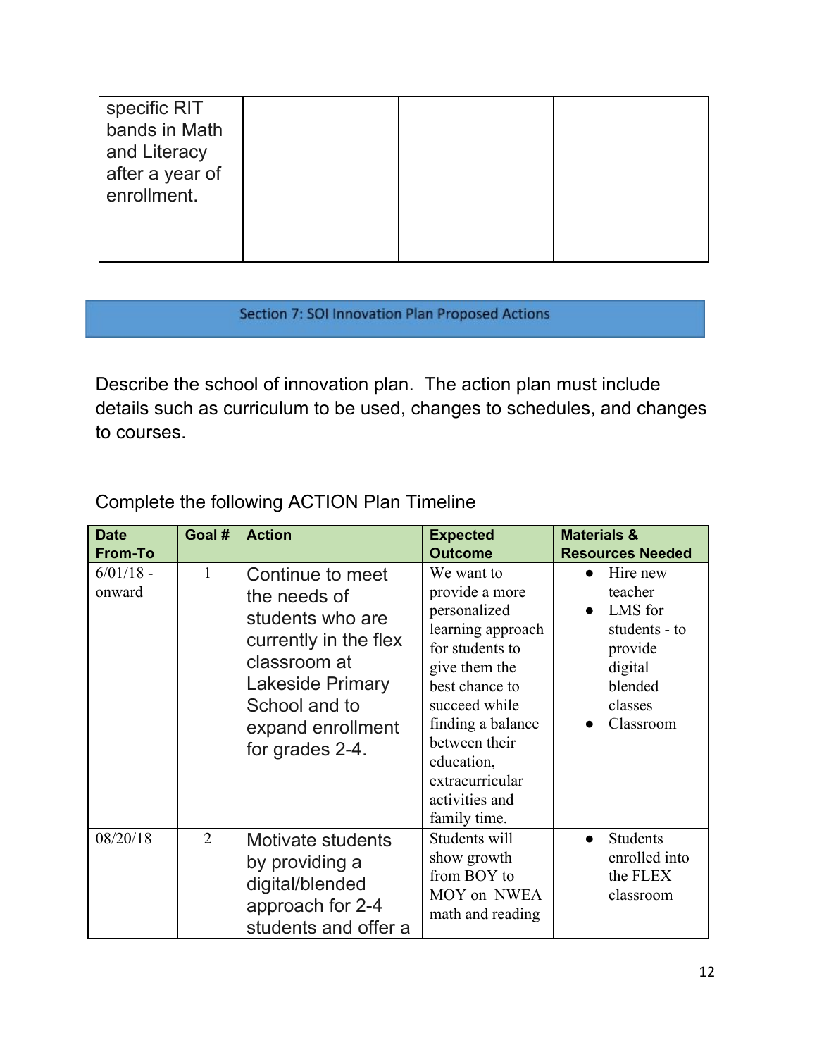| specific RIT bands in Math and Literacy after a year of enrollment. | | | |
|---|---|---|---|

## Section 7: SOI Innovation Plan Proposed Actions

Describe the school of innovation plan. The action plan must include details such as curriculum to be used, changes to schedules, and changes to courses.

Complete the following ACTION Plan Timeline

| Date From-To | Goal # | Action | Expected Outcome | Materials & Resources Needed |
|---|---|---|---|---|
| 6/01/18 - onward | 1 | Continue to meet the needs of students who are currently in the flex classroom at Lakeside Primary School and to expand enrollment for grades 2-4. | We want to provide a more personalized learning approach for students to give them the best chance to succeed while finding a balance between their education, extracurricular activities and family time. | • Hire new teacher<br>• LMS for students - to provide digital blended classes<br>• Classroom |
| 08/20/18 | 2 | Motivate students by providing a digital/blended approach for 2-4 students and offer a | Students will show growth from BOY to MOY on NWEA math and reading | • Students enrolled into the FLEX classroom |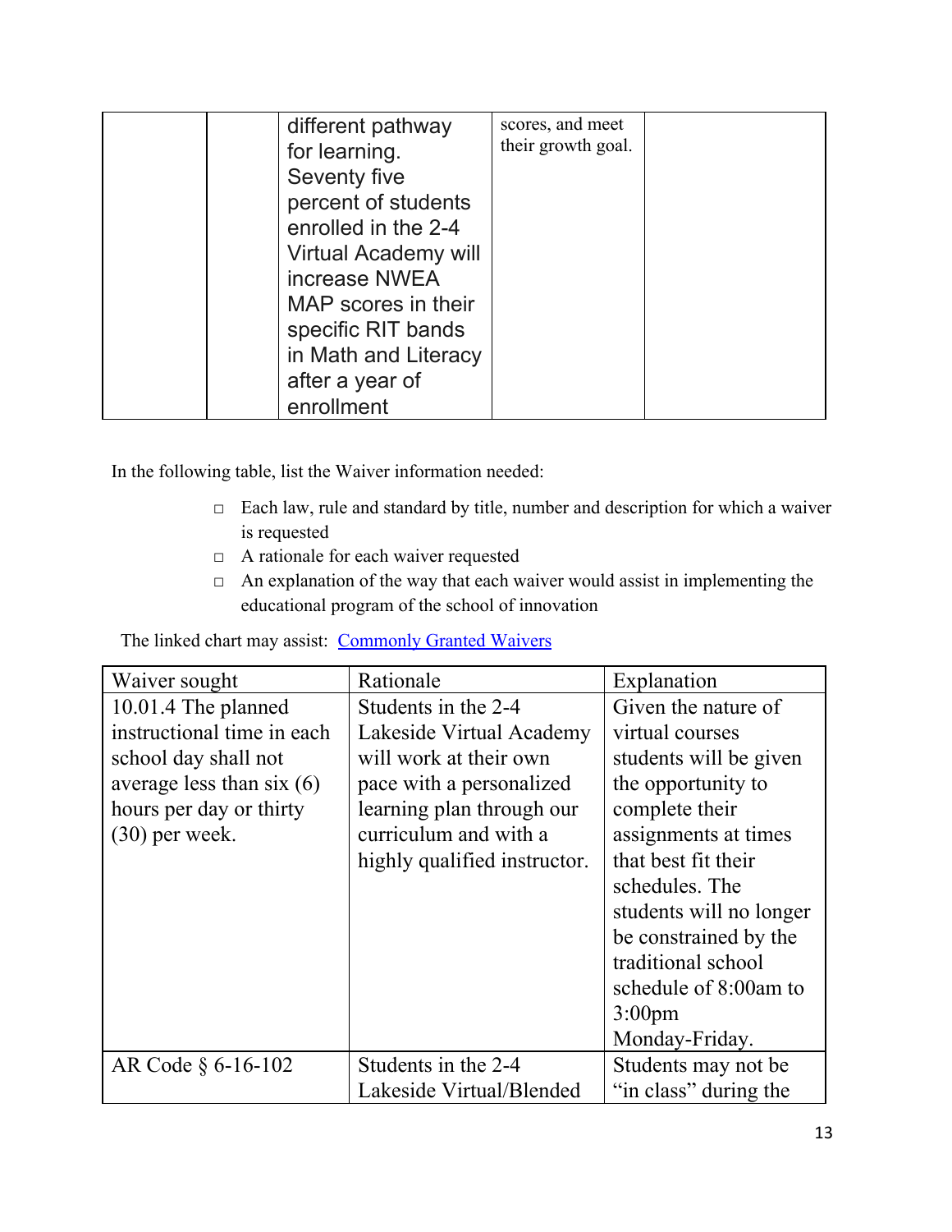|  |  | different pathway for learning. Seventy five percent of students enrolled in the 2-4 Virtual Academy will increase NWEA MAP scores in their specific RIT bands in Math and Literacy after a year of enrollment | scores, and meet their growth goal. |  |
|---|---|---|---|---|

In the following table, list the Waiver information needed:

- Each law, rule and standard by title, number and description for which a waiver is requested
- A rationale for each waiver requested
- An explanation of the way that each waiver would assist in implementing the educational program of the school of innovation

The linked chart may assist: [Commonly Granted Waivers]

| Waiver sought | Rationale | Explanation |
|---|---|---|
| 10.01.4 The planned instructional time in each school day shall not average less than six (6) hours per day or thirty (30) per week. | Students in the 2-4 Lakeside Virtual Academy will work at their own pace with a personalized learning plan through our curriculum and with a highly qualified instructor. | Given the nature of virtual courses students will be given the opportunity to complete their assignments at times that best fit their schedules. The students will no longer be constrained by the traditional school schedule of 8:00am to 3:00pm Monday-Friday. |
| AR Code § 6-16-102 | Students in the 2-4 Lakeside Virtual/Blended | Students may not be "in class" during the |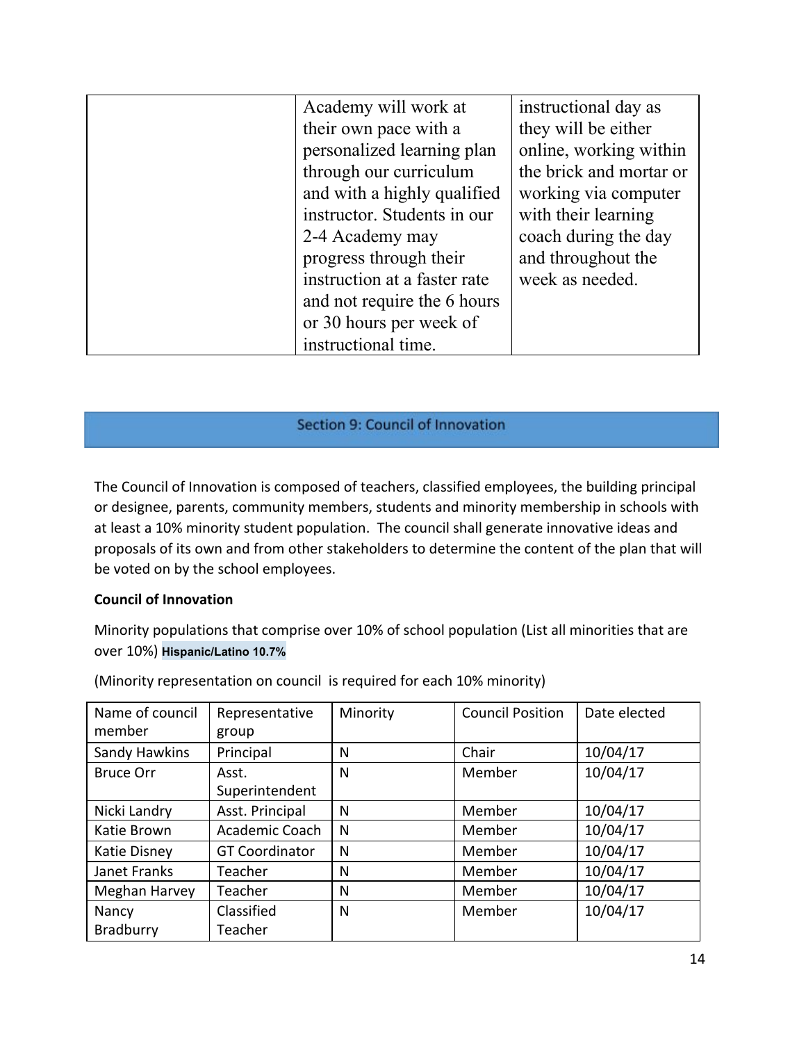|  | Academy will work at their own pace with a personalized learning plan through our curriculum and with a highly qualified instructor. Students in our 2-4 Academy may progress through their instruction at a faster rate and not require the 6 hours or 30 hours per week of instructional time. | instructional day as they will be either online, working within the brick and mortar or working via computer with their learning coach during the day and throughout the week as needed. |
|---|---|---|

## Section 9: Council of Innovation

The Council of Innovation is composed of teachers, classified employees, the building principal or designee, parents, community members, students and minority membership in schools with at least a 10% minority student population. The council shall generate innovative ideas and proposals of its own and from other stakeholders to determine the content of the plan that will be voted on by the school employees.

**Council of Innovation**

Minority populations that comprise over 10% of school population (List all minorities that are over 10%) **Hispanic/Latino 10.7%**

(Minority representation on council is required for each 10% minority)

| Name of council member | Representative group | Minority | Council Position | Date elected |
|---|---|---|---|---|
| Sandy Hawkins | Principal | N | Chair | 10/04/17 |
| Bruce Orr | Asst. Superintendent | N | Member | 10/04/17 |
| Nicki Landry | Asst. Principal | N | Member | 10/04/17 |
| Katie Brown | Academic Coach | N | Member | 10/04/17 |
| Katie Disney | GT Coordinator | N | Member | 10/04/17 |
| Janet Franks | Teacher | N | Member | 10/04/17 |
| Meghan Harvey | Teacher | N | Member | 10/04/17 |
| Nancy Bradburry | Classified Teacher | N | Member | 10/04/17 |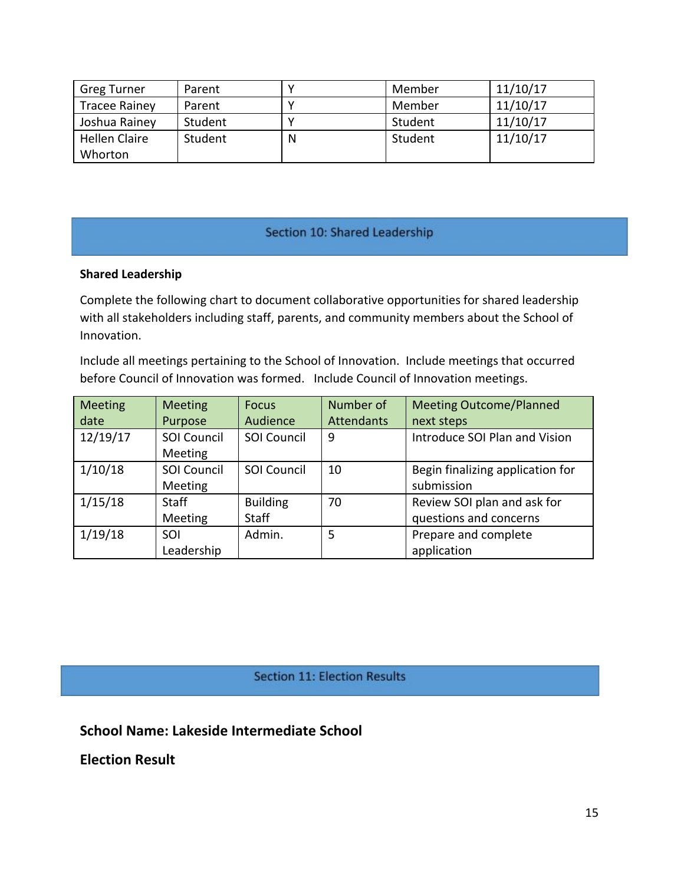| Greg Turner | Parent | Y | Member | 11/10/17 |
|---|---|---|---|---|
| Tracee Rainey | Parent | Y | Member | 11/10/17 |
| Joshua Rainey | Student | Y | Student | 11/10/17 |
| Hellen Claire Whorton | Student | N | Student | 11/10/17 |

## Section 10: Shared Leadership

**Shared Leadership**

Complete the following chart to document collaborative opportunities for shared leadership with all stakeholders including staff, parents, and community members about the School of Innovation.

Include all meetings pertaining to the School of Innovation. Include meetings that occurred before Council of Innovation was formed. Include Council of Innovation meetings.

| Meeting date | Meeting Purpose | Focus Audience | Number of Attendants | Meeting Outcome/Planned next steps |
|---|---|---|---|---|
| 12/19/17 | SOI Council Meeting | SOI Council | 9 | Introduce SOI Plan and Vision |
| 1/10/18 | SOI Council Meeting | SOI Council | 10 | Begin finalizing application for submission |
| 1/15/18 | Staff Meeting | Building Staff | 70 | Review SOI plan and ask for questions and concerns |
| 1/19/18 | SOI Leadership | Admin. | 5 | Prepare and complete application |

## Section 11: Election Results

### School Name: Lakeside Intermediate School

### Election Result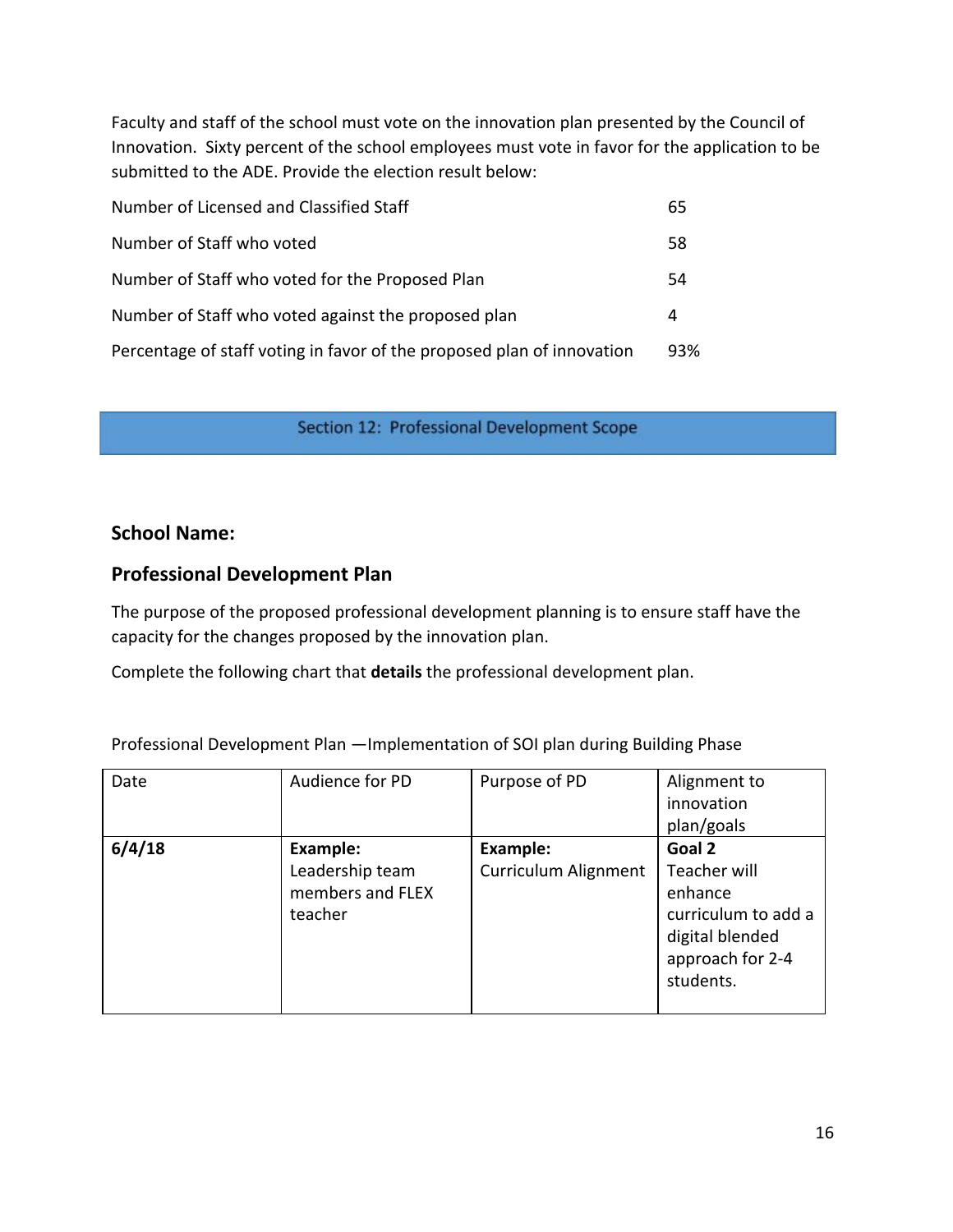Faculty and staff of the school must vote on the innovation plan presented by the Council of Innovation. Sixty percent of the school employees must vote in favor for the application to be submitted to the ADE. Provide the election result below:

| | |
|---|---|
| Number of Licensed and Classified Staff | 65 |
| Number of Staff who voted | 58 |
| Number of Staff who voted for the Proposed Plan | 54 |
| Number of Staff who voted against the proposed plan | 4 |
| Percentage of staff voting in favor of the proposed plan of innovation | 93% |

## Section 12: Professional Development Scope

### School Name:

### Professional Development Plan

The purpose of the proposed professional development planning is to ensure staff have the capacity for the changes proposed by the innovation plan.

Complete the following chart that **details** the professional development plan.

Professional Development Plan —Implementation of SOI plan during Building Phase

| Date | Audience for PD | Purpose of PD | Alignment to innovation plan/goals |
|---|---|---|---|
| **6/4/18** | **Example:** Leadership team members and FLEX teacher | **Example:** Curriculum Alignment | **Goal 2** Teacher will enhance curriculum to add a digital blended approach for 2-4 students. |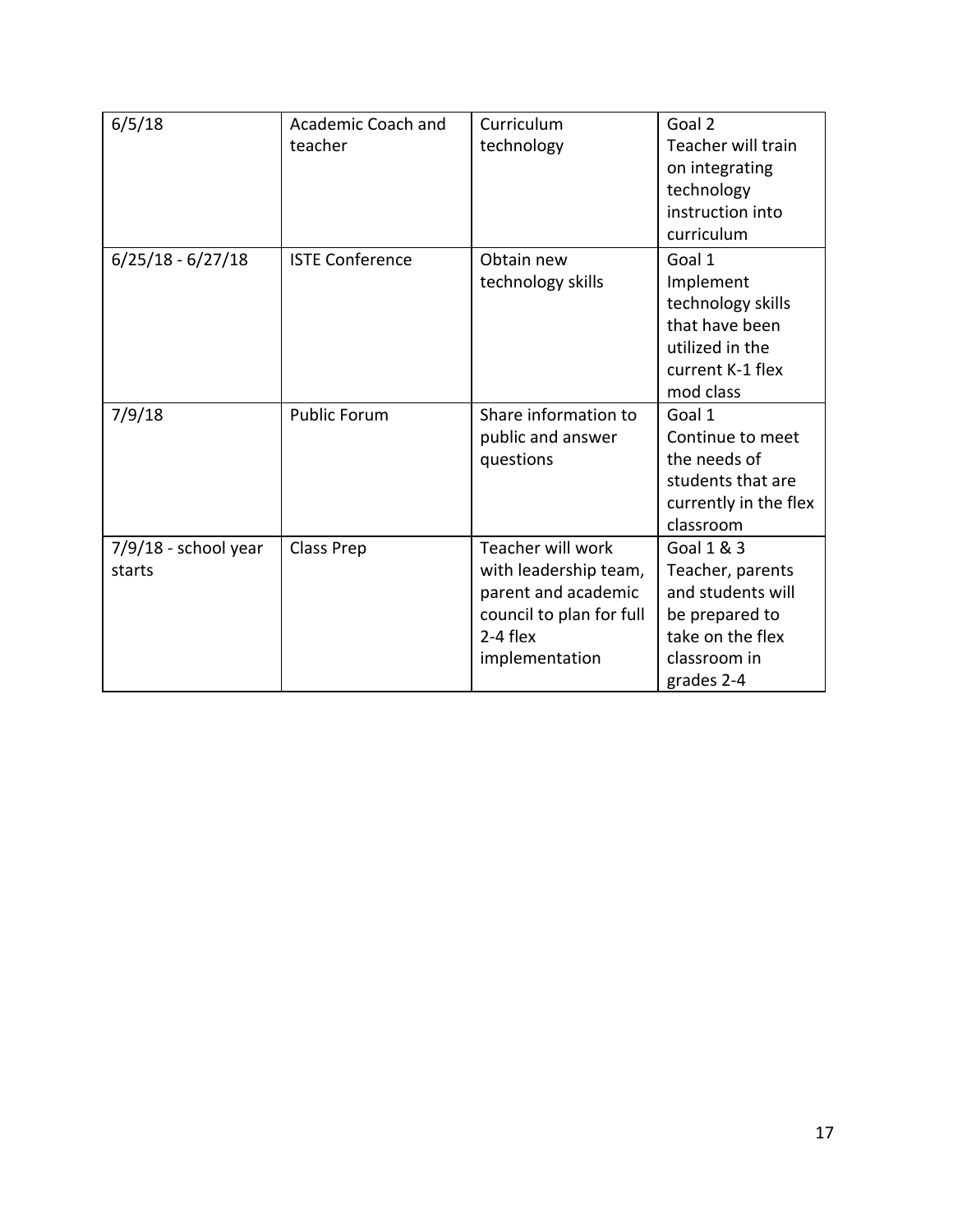| 6/5/18 | Academic Coach and teacher | Curriculum technology | Goal 2<br>Teacher will train on integrating technology instruction into curriculum |
|---|---|---|---|
| 6/25/18 - 6/27/18 | ISTE Conference | Obtain new technology skills | Goal 1<br>Implement technology skills that have been utilized in the current K-1 flex mod class |
| 7/9/18 | Public Forum | Share information to public and answer questions | Goal 1<br>Continue to meet the needs of students that are currently in the flex classroom |
| 7/9/18 - school year starts | Class Prep | Teacher will work with leadership team, parent and academic council to plan for full 2-4 flex implementation | Goal 1 & 3<br>Teacher, parents and students will be prepared to take on the flex classroom in grades 2-4 |